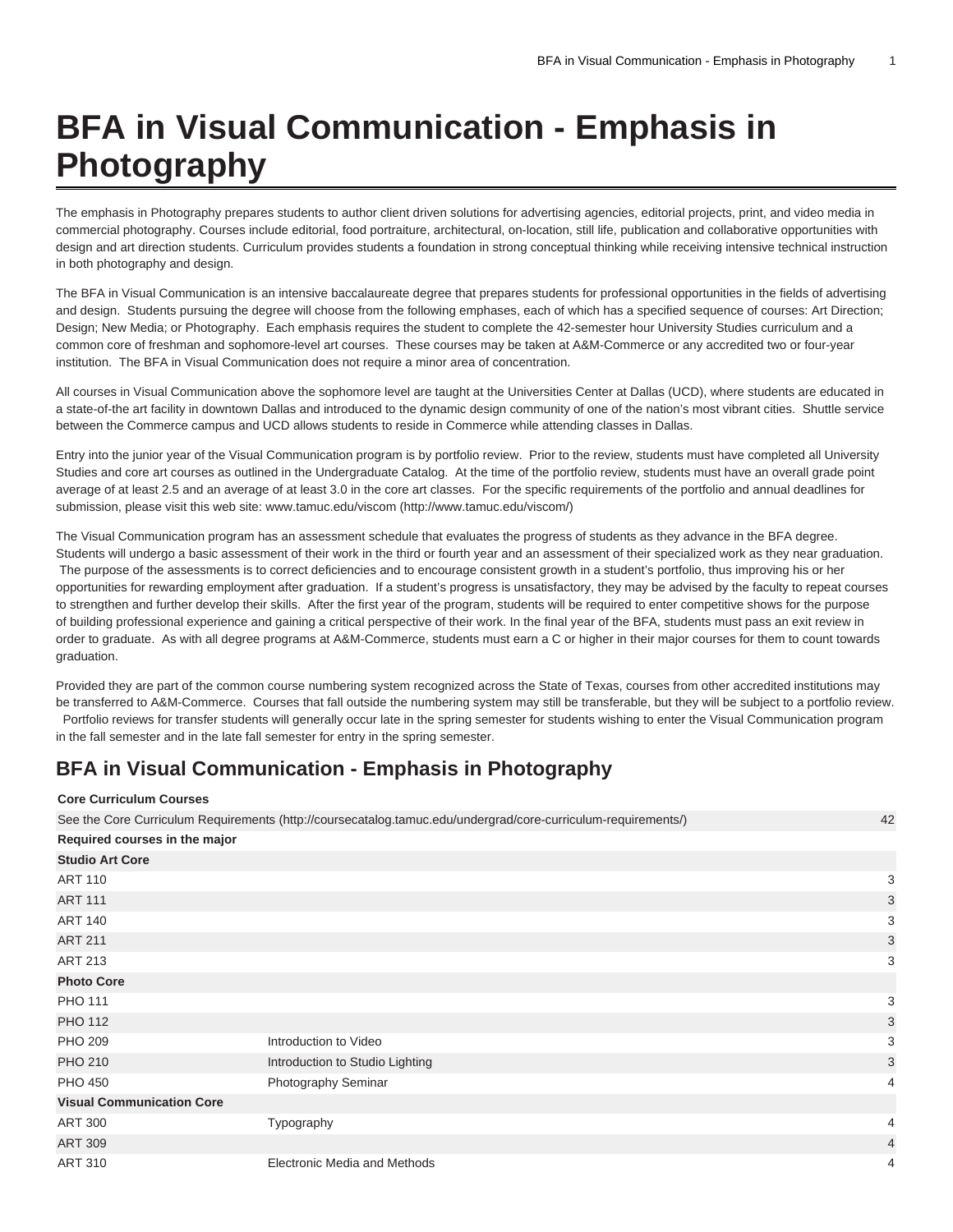# BFA in Visual Communication - Emphasis in Photography

The emphasis in Photography prepares students to author client driven solutions for advertising agencies, editorial projects, print, and video media in commercial photography. Courses include editorial, food portraiture, architectural, on-location, still life, publication and collaborative opportunities with design and art direction students. Curriculum provides students a foundation in strong conceptual thinking while receiving intensive technical instruction in both photography and design.

The BFA in Visual Communication is an intensive baccalaureate degree that prepares students for professional opportunities in the fields of advertising and design. Students pursuing the degree will choose from the following emphases, each of which has a specified sequence of courses: Art Direction; Design; New Media; or Photography. Each emphasis requires the student to complete the 42-semester hour University Studies curriculum and a common core of freshman and sophomore-level art courses. These courses may be taken at A&M-Commerce or any accredited two or four-year institution. The BFA in Visual Communication does not require a minor area of concentration.

All courses in Visual Communication above the sophomore level are taught at the Universities Center at Dallas (UCD), where students are educated in a state-of-the art facility in downtown Dallas and introduced to the dynamic design community of one of the nation's most vibrant cities. Shuttle service between the Commerce campus and UCD allows students to reside in Commerce while attending classes in Dallas.

Entry into the junior year of the Visual Communication program is by portfolio review. Prior to the review, students must have completed all University Studies and core art courses as outlined in the Undergraduate Catalog. At the time of the portfolio review, students must have an overall grade point average of at least 2.5 and an average of at least 3.0 in the core art classes. For the specific requirements of the portfolio and annual deadlines for submission, please visit this web site: www.tamuc.edu/viscom (http://www.tamuc.edu/viscom/)

The Visual Communication program has an assessment schedule that evaluates the progress of students as they advance in the BFA degree. Students will undergo a basic assessment of their work in the third or fourth year and an assessment of their specialized work as they near graduation. The purpose of the assessments is to correct deficiencies and to encourage consistent growth in a student's portfolio, thus improving his or her opportunities for rewarding employment after graduation. If a student's progress is unsatisfactory, they may be advised by the faculty to repeat courses to strengthen and further develop their skills. After the first year of the program, students will be required to enter competitive shows for the purpose of building professional experience and gaining a critical perspective of their work. In the final year of the BFA, students must pass an exit review in order to graduate. As with all degree programs at A&M-Commerce, students must earn a C or higher in their major courses for them to count towards graduation.

Provided they are part of the common course numbering system recognized across the State of Texas, courses from other accredited institutions may be transferred to A&M-Commerce. Courses that fall outside the numbering system may still be transferable, but they will be subject to a portfolio review. Portfolio reviews for transfer students will generally occur late in the spring semester for students wishing to enter the Visual Communication program in the fall semester and in the late fall semester for entry in the spring semester.

## BFA in Visual Communication - Emphasis in Photography

| | | |
|---|---|---|
| **Core Curriculum Courses** | | |
| See the Core Curriculum Requirements (http://coursecatalog.tamuc.edu/undergrad/core-curriculum-requirements/) | | 42 |
| **Required courses in the major** | | |
| **Studio Art Core** | | |
| ART 110 | | 3 |
| ART 111 | | 3 |
| ART 140 | | 3 |
| ART 211 | | 3 |
| ART 213 | | 3 |
| **Photo Core** | | |
| PHO 111 | | 3 |
| PHO 112 | | 3 |
| PHO 209 | Introduction to Video | 3 |
| PHO 210 | Introduction to Studio Lighting | 3 |
| PHO 450 | Photography Seminar | 4 |
| **Visual Communication Core** | | |
| ART 300 | Typography | 4 |
| ART 309 | | 4 |
| ART 310 | Electronic Media and Methods | 4 |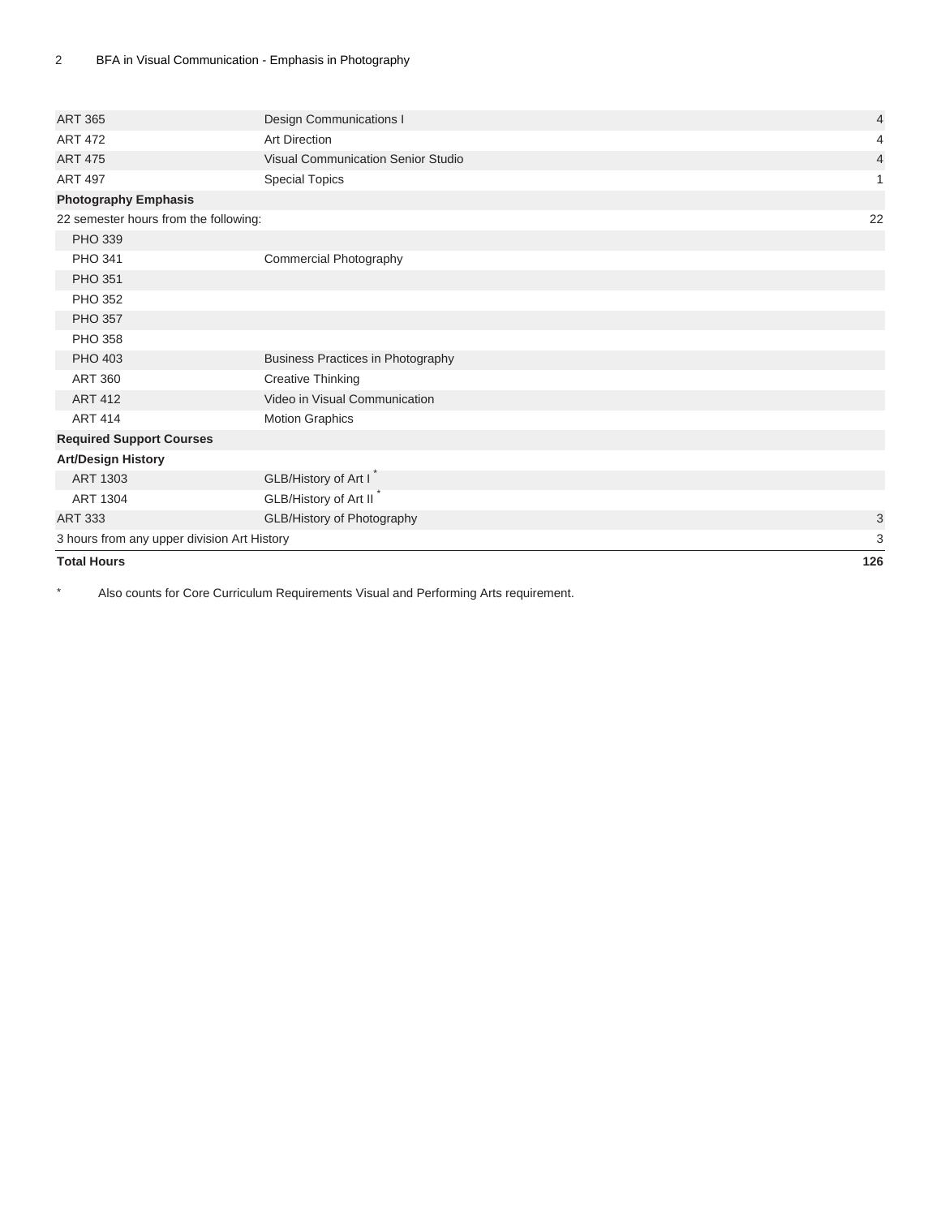| | | |
|---|---|---|
| ART 365 | Design Communications I | 4 |
| ART 472 | Art Direction | 4 |
| ART 475 | Visual Communication Senior Studio | 4 |
| ART 497 | Special Topics | 1 |
| **Photography Emphasis** | | |
| 22 semester hours from the following: | | 22 |
| PHO 339 | | |
| PHO 341 | Commercial Photography | |
| PHO 351 | | |
| PHO 352 | | |
| PHO 357 | | |
| PHO 358 | | |
| PHO 403 | Business Practices in Photography | |
| ART 360 | Creative Thinking | |
| ART 412 | Video in Visual Communication | |
| ART 414 | Motion Graphics | |
| **Required Support Courses** | | |
| **Art/Design History** | | |
| ART 1303 | GLB/History of Art I * | |
| ART 1304 | GLB/History of Art II * | |
| ART 333 | GLB/History of Photography | 3 |
| 3 hours from any upper division Art History | | 3 |
| **Total Hours** | | **126** |

\* Also counts for Core Curriculum Requirements Visual and Performing Arts requirement.